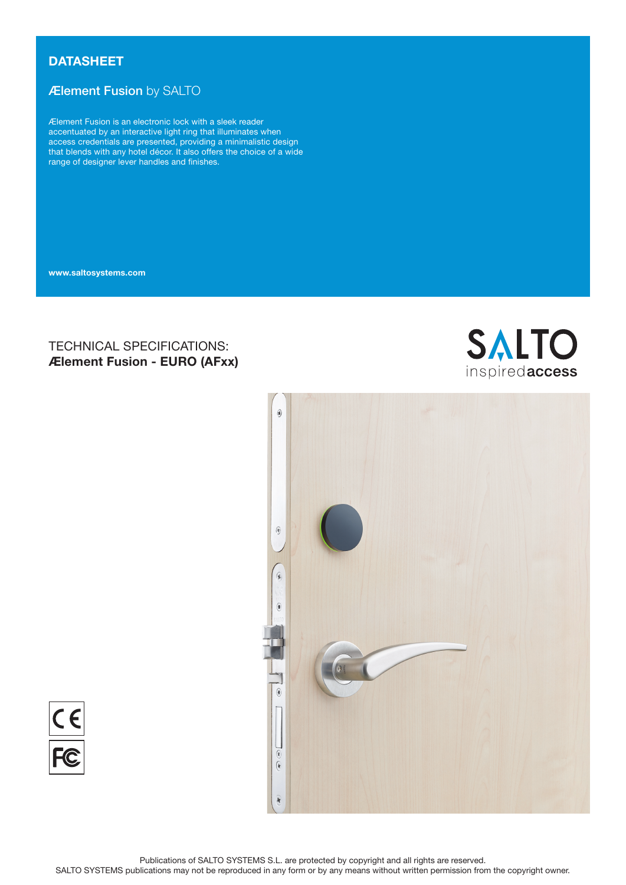# DATASHEET

## Ælement Fusion by SALTO

Ælement Fusion is an electronic lock with a sleek reader accentuated by an interactive light ring that illuminates when access credentials are presented, providing a minimalistic design that blends with any hotel décor. It also offers the choice of a wide range of designer lever handles and finishes.

**www.saltosystems.com**

## TECHNICAL SPECIFICATIONS:
**Ælement Fusion - EURO (AFxx)**

SALTO inspired**access**

Publications of SALTO SYSTEMS S.L. are protected by copyright and all rights are reserved.
SALTO SYSTEMS publications may not be reproduced in any form or by any means without written permission from the copyright owner.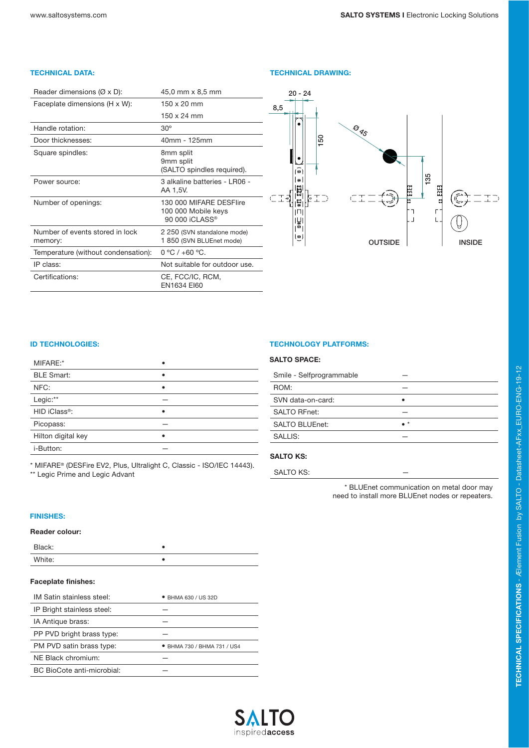## TECHNICAL DATA:

| | |
|---|---|
| Reader dimensions (Ø x D): | 45,0 mm x 8,5 mm |
| Faceplate dimensions (H x W): | 150 x 20 mm<br>150 x 24 mm |
| Handle rotation: | 30° |
| Door thicknesses: | 40mm - 125mm |
| Square spindles: | 8mm split<br>9mm split<br>(SALTO spindles required). |
| Power source: | 3 alkaline batteries - LR06 - AA 1,5V. |
| Number of openings: | 130 000 MIFARE DESFIire<br>100 000 Mobile keys<br>90 000 iCLASS® |
| Number of events stored in lock memory: | 2 250 (SVN standalone mode)<br>1 850 (SVN BLUEnet mode) |
| Temperature (without condensation): | 0 °C / +60 °C. |
| IP class: | Not suitable for outdoor use. |
| Certifications: | CE, FCC/IC, RCM,<br>EN1634 EI60 |

## TECHNICAL DRAWING:

20 - 24

8,5

150

Ø 45

135

OUTSIDE

INSIDE

## ID TECHNOLOGIES:

| | |
|---|---|
| MIFARE:* | • |
| BLE Smart: | • |
| NFC: | • |
| Legic:** | — |
| HID iClass®: | • |
| Picopass: | — |
| Hilton digital key | • |
| i-Button: | — |

* MIFARE® (DESFire EV2, Plus, Ultralight C, Classic - ISO/IEC 14443).
** Legic Prime and Legic Advant

## TECHNOLOGY PLATFORMS:

### SALTO SPACE:

| | |
|---|---|
| Smile - Selfprogrammable | — |
| ROM: | — |
| SVN data-on-card: | • |
| SALTO RFnet: | — |
| SALTO BLUEnet: | • * |
| SALLIS: | — |

### SALTO KS:

| | |
|---|---|
| SALTO KS: | — |

* BLUEnet communication on metal door may need to install more BLUEnet nodes or repeaters.

## FINISHES:

### Reader colour:

| | |
|---|---|
| Black: | • |
| White: | • |

### Faceplate finishes:

| | |
|---|---|
| IM Satin stainless steel: | • BHMA 630 / US 32D |
| IP Bright stainless steel: | — |
| IA Antique brass: | — |
| PP PVD bright brass type: | — |
| PM PVD satin brass type: | • BHMA 730 / BHMA 731 / US4 |
| NE Black chromium: | — |
| BC BioCote anti-microbial: | — |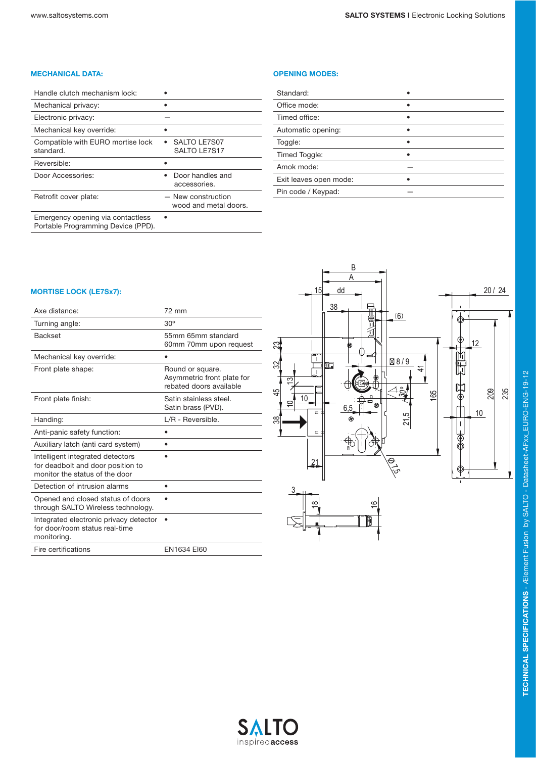### MECHANICAL DATA:

| | |
|---|---|
| Handle clutch mechanism lock: | • |
| Mechanical privacy: | • |
| Electronic privacy: | — |
| Mechanical key override: | • |
| Compatible with EURO mortise lock standard. | • SALTO LE7S07 SALTO LE7S17 |
| Reversible: | • |
| Door Accessories: | • Door handles and accessories. |
| Retrofit cover plate: | — New construction wood and metal doors. |
| Emergency opening via contactless Portable Programming Device (PPD). | • |

### OPENING MODES:

| | |
|---|---|
| Standard: | • |
| Office mode: | • |
| Timed office: | • |
| Automatic opening: | • |
| Toggle: | • |
| Timed Toggle: | • |
| Amok mode: | — |
| Exit leaves open mode: | • |
| Pin code / Keypad: | — |

### MORTISE LOCK (LE7Sx7):

| | |
|---|---|
| Axe distance: | 72 mm |
| Turning angle: | 30° |
| Backset | 55mm 65mm standard 60mm 70mm upon request |
| Mechanical key override: | • |
| Front plate shape: | Round or square. Asymmetric front plate for rebated doors available |
| Front plate finish: | Satin stainless steel. Satin brass (PVD). |
| Handing: | L/R - Reversible. |
| Anti-panic safety function: | • |
| Auxiliary latch (anti card system) | • |
| Intelligent integrated detectors for deadbolt and door position to monitor the status of the door | • |
| Detection of intrusion alarms | • |
| Opened and closed status of doors through SALTO Wireless technology. | • |
| Integrated electronic privacy detector for door/room status real-time monitoring. | • |
| Fire certifications | EN1634 EI60 |

B
A
15 dd
38
(6)
20 / 24
23
12
32
⊠ 8 / 9
41
13
45
30°
165
209
235
10
10
6,5
10
38
21,5
21
Ø 7,5
3
18
16